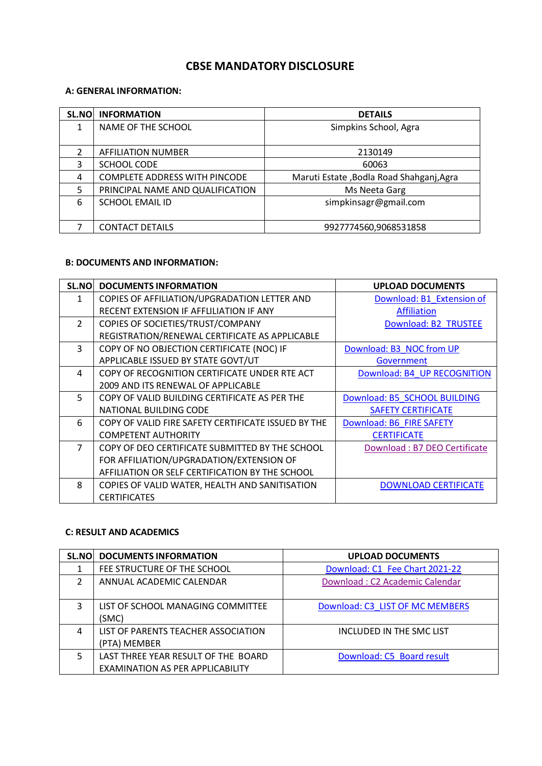# CBSE MANDATORY DISCLOSURE

### A: GENERAL INFORMATION:

| SL.NO | INFORMATION | DETAILS |
|---|---|---|
| 1 | NAME OF THE SCHOOL | Simpkins School, Agra |
| 2 | AFFILIATION NUMBER | 2130149 |
| 3 | SCHOOL CODE | 60063 |
| 4 | COMPLETE ADDRESS WITH PINCODE | Maruti Estate ,Bodla Road Shahganj,Agra |
| 5 | PRINCIPAL NAME AND QUALIFICATION | Ms Neeta Garg |
| 6 | SCHOOL EMAIL ID | simpkinsagr@gmail.com |
| 7 | CONTACT DETAILS | 9927774560,9068531858 |

### B: DOCUMENTS AND INFORMATION:

| SL.NO | DOCUMENTS INFORMATION | UPLOAD DOCUMENTS |
|---|---|---|
| 1 | COPIES OF AFFILIATION/UPGRADATION LETTER AND RECENT EXTENSION IF AFFILIATION IF ANY | Download: B1_Extension of Affiliation |
| 2 | COPIES OF SOCIETIES/TRUST/COMPANY REGISTRATION/RENEWAL CERTIFICATE AS APPLICABLE | Download: B2_TRUSTEE |
| 3 | COPY OF NO OBJECTION CERTIFICATE (NOC) IF APPLICABLE ISSUED BY STATE GOVT/UT | Download: B3_NOC from UP Government |
| 4 | COPY OF RECOGNITION CERTIFICATE UNDER RTE ACT 2009 AND ITS RENEWAL OF APPLICABLE | Download: B4_UP RECOGNITION |
| 5 | COPY OF VALID BUILDING CERTIFICATE AS PER THE NATIONAL BUILDING CODE | Download: B5_SCHOOL BUILDING SAFETY CERTIFICATE |
| 6 | COPY OF VALID FIRE SAFETY CERTIFICATE ISSUED BY THE COMPETENT AUTHORITY | Download: B6_FIRE SAFETY CERTIFICATE |
| 7 | COPY OF DEO CERTIFICATE SUBMITTED BY THE SCHOOL FOR AFFILIATION/UPGRADATION/EXTENSION OF AFFILIATION OR SELF CERTIFICATION BY THE SCHOOL | Download : B7 DEO Certificate |
| 8 | COPIES OF VALID WATER, HEALTH AND SANITISATION CERTIFICATES | DOWNLOAD CERTIFICATE |

### C: RESULT AND ACADEMICS

| SL.NO | DOCUMENTS INFORMATION | UPLOAD DOCUMENTS |
|---|---|---|
| 1 | FEE STRUCTURE OF THE SCHOOL | Download: C1_Fee Chart 2021-22 |
| 2 | ANNUAL ACADEMIC CALENDAR | Download : C2 Academic Calendar |
| 3 | LIST OF SCHOOL MANAGING COMMITTEE (SMC) | Download: C3_LIST OF MC MEMBERS |
| 4 | LIST OF PARENTS TEACHER ASSOCIATION (PTA) MEMBER | INCLUDED IN THE SMC LIST |
| 5 | LAST THREE YEAR RESULT OF THE BOARD EXAMINATION AS PER APPLICABILITY | Download: C5_Board result |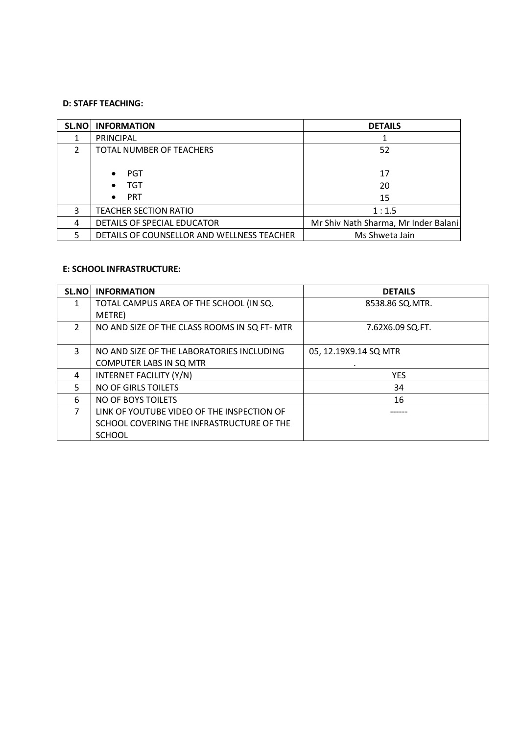**D: STAFF TEACHING:**

| SL.NO | INFORMATION | DETAILS |
|---|---|---|
| 1 | PRINCIPAL | 1 |
| 2 | TOTAL NUMBER OF TEACHERS<br><br>• PGT<br>• TGT<br>• PRT | 52<br><br>17<br>20<br>15 |
| 3 | TEACHER SECTION RATIO | 1 : 1.5 |
| 4 | DETAILS OF SPECIAL EDUCATOR | Mr Shiv Nath Sharma, Mr Inder Balani |
| 5 | DETAILS OF COUNSELLOR AND WELLNESS TEACHER | Ms Shweta Jain |

**E: SCHOOL INFRASTRUCTURE:**

| SL.NO | INFORMATION | DETAILS |
|---|---|---|
| 1 | TOTAL CAMPUS AREA OF THE SCHOOL (IN SQ. METRE) | 8538.86 SQ.MTR. |
| 2 | NO AND SIZE OF THE CLASS ROOMS IN SQ FT- MTR | 7.62X6.09 SQ.FT. |
| 3 | NO AND SIZE OF THE LABORATORIES INCLUDING COMPUTER LABS IN SQ MTR | 05, 12.19X9.14 SQ MTR<br>. |
| 4 | INTERNET FACILITY (Y/N) | YES |
| 5 | NO OF GIRLS TOILETS | 34 |
| 6 | NO OF BOYS TOILETS | 16 |
| 7 | LINK OF YOUTUBE VIDEO OF THE INSPECTION OF SCHOOL COVERING THE INFRASTRUCTURE OF THE SCHOOL | ------ |